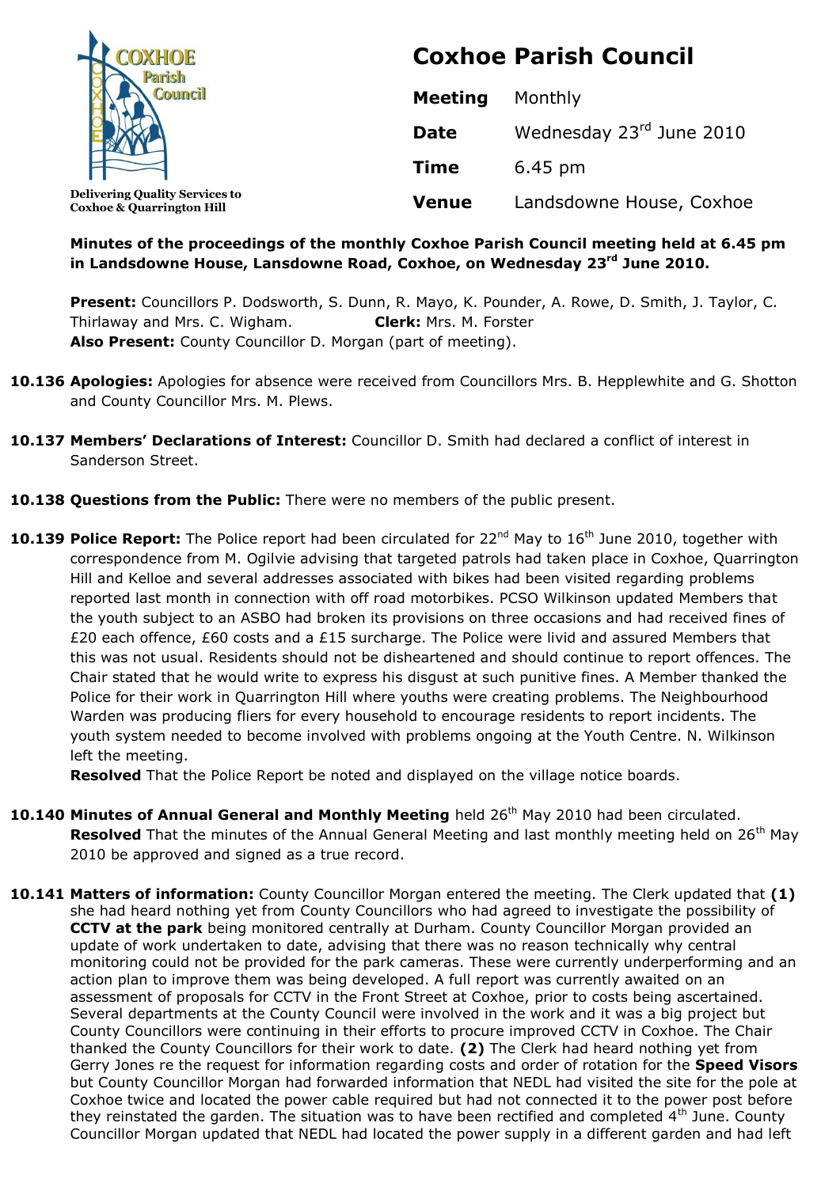COXHOE Parish Council

Delivering Quality Services to Coxhoe & Quarrington Hill

# Coxhoe Parish Council

| | |
|---|---|
| **Meeting** | Monthly |
| **Date** | Wednesday 23rd June 2010 |
| **Time** | 6.45 pm |
| **Venue** | Landsdowne House, Coxhoe |

**Minutes of the proceedings of the monthly Coxhoe Parish Council meeting held at 6.45 pm in Landsdowne House, Lansdowne Road, Coxhoe, on Wednesday 23rd June 2010.**

**Present:** Councillors P. Dodsworth, S. Dunn, R. Mayo, K. Pounder, A. Rowe, D. Smith, J. Taylor, C. Thirlaway and Mrs. C. Wigham. **Clerk:** Mrs. M. Forster
**Also Present:** County Councillor D. Morgan (part of meeting).

**10.136 Apologies:** Apologies for absence were received from Councillors Mrs. B. Hepplewhite and G. Shotton and County Councillor Mrs. M. Plews.

**10.137 Members' Declarations of Interest:** Councillor D. Smith had declared a conflict of interest in Sanderson Street.

**10.138 Questions from the Public:** There were no members of the public present.

**10.139 Police Report:** The Police report had been circulated for 22nd May to 16th June 2010, together with correspondence from M. Ogilvie advising that targeted patrols had taken place in Coxhoe, Quarrington Hill and Kelloe and several addresses associated with bikes had been visited regarding problems reported last month in connection with off road motorbikes. PCSO Wilkinson updated Members that the youth subject to an ASBO had broken its provisions on three occasions and had received fines of £20 each offence, £60 costs and a £15 surcharge. The Police were livid and assured Members that this was not usual. Residents should not be disheartened and should continue to report offences. The Chair stated that he would write to express his disgust at such punitive fines. A Member thanked the Police for their work in Quarrington Hill where youths were creating problems. The Neighbourhood Warden was producing fliers for every household to encourage residents to report incidents. The youth system needed to become involved with problems ongoing at the Youth Centre. N. Wilkinson left the meeting.
**Resolved** That the Police Report be noted and displayed on the village notice boards.

**10.140 Minutes of Annual General and Monthly Meeting** held 26th May 2010 had been circulated.
**Resolved** That the minutes of the Annual General Meeting and last monthly meeting held on 26th May 2010 be approved and signed as a true record.

**10.141 Matters of information:** County Councillor Morgan entered the meeting. The Clerk updated that **(1)** she had heard nothing yet from County Councillors who had agreed to investigate the possibility of **CCTV at the park** being monitored centrally at Durham. County Councillor Morgan provided an update of work undertaken to date, advising that there was no reason technically why central monitoring could not be provided for the park cameras. These were currently underperforming and an action plan to improve them was being developed. A full report was currently awaited on an assessment of proposals for CCTV in the Front Street at Coxhoe, prior to costs being ascertained. Several departments at the County Council were involved in the work and it was a big project but County Councillors were continuing in their efforts to procure improved CCTV in Coxhoe. The Chair thanked the County Councillors for their work to date. **(2)** The Clerk had heard nothing yet from Gerry Jones re the request for information regarding costs and order of rotation for the **Speed Visors** but County Councillor Morgan had forwarded information that NEDL had visited the site for the pole at Coxhoe twice and located the power cable required but had not connected it to the power post before they reinstated the garden. The situation was to have been rectified and completed 4th June. County Councillor Morgan updated that NEDL had located the power supply in a different garden and had left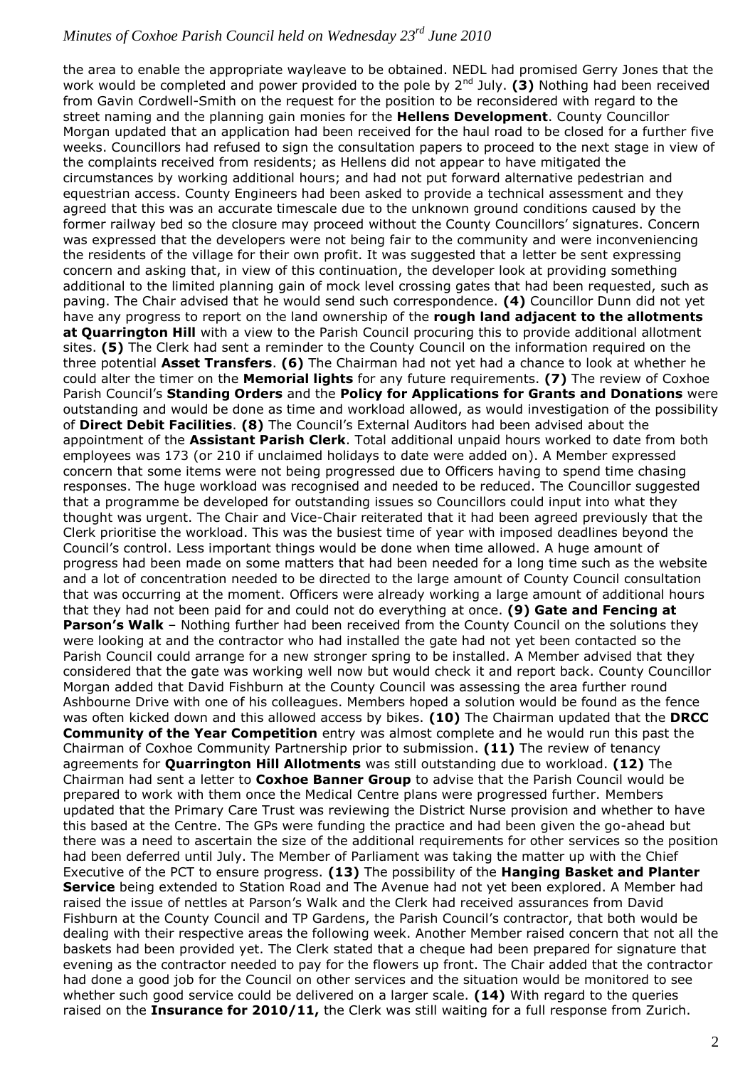the area to enable the appropriate wayleave to be obtained. NEDL had promised Gerry Jones that the work would be completed and power provided to the pole by 2nd July. **(3)** Nothing had been received from Gavin Cordwell-Smith on the request for the position to be reconsidered with regard to the street naming and the planning gain monies for the **Hellens Development**. County Councillor Morgan updated that an application had been received for the haul road to be closed for a further five weeks. Councillors had refused to sign the consultation papers to proceed to the next stage in view of the complaints received from residents; as Hellens did not appear to have mitigated the circumstances by working additional hours; and had not put forward alternative pedestrian and equestrian access. County Engineers had been asked to provide a technical assessment and they agreed that this was an accurate timescale due to the unknown ground conditions caused by the former railway bed so the closure may proceed without the County Councillors' signatures. Concern was expressed that the developers were not being fair to the community and were inconveniencing the residents of the village for their own profit. It was suggested that a letter be sent expressing concern and asking that, in view of this continuation, the developer look at providing something additional to the limited planning gain of mock level crossing gates that had been requested, such as paving. The Chair advised that he would send such correspondence. **(4)** Councillor Dunn did not yet have any progress to report on the land ownership of the **rough land adjacent to the allotments at Quarrington Hill** with a view to the Parish Council procuring this to provide additional allotment sites. **(5)** The Clerk had sent a reminder to the County Council on the information required on the three potential **Asset Transfers**. **(6)** The Chairman had not yet had a chance to look at whether he could alter the timer on the **Memorial lights** for any future requirements. **(7)** The review of Coxhoe Parish Council's **Standing Orders** and the **Policy for Applications for Grants and Donations** were outstanding and would be done as time and workload allowed, as would investigation of the possibility of **Direct Debit Facilities**. **(8)** The Council's External Auditors had been advised about the appointment of the **Assistant Parish Clerk**. Total additional unpaid hours worked to date from both employees was 173 (or 210 if unclaimed holidays to date were added on). A Member expressed concern that some items were not being progressed due to Officers having to spend time chasing responses. The huge workload was recognised and needed to be reduced. The Councillor suggested that a programme be developed for outstanding issues so Councillors could input into what they thought was urgent. The Chair and Vice-Chair reiterated that it had been agreed previously that the Clerk prioritise the workload. This was the busiest time of year with imposed deadlines beyond the Council's control. Less important things would be done when time allowed. A huge amount of progress had been made on some matters that had been needed for a long time such as the website and a lot of concentration needed to be directed to the large amount of County Council consultation that was occurring at the moment. Officers were already working a large amount of additional hours that they had not been paid for and could not do everything at once. **(9) Gate and Fencing at Parson's Walk** – Nothing further had been received from the County Council on the solutions they were looking at and the contractor who had installed the gate had not yet been contacted so the Parish Council could arrange for a new stronger spring to be installed. A Member advised that they considered that the gate was working well now but would check it and report back. County Councillor Morgan added that David Fishburn at the County Council was assessing the area further round Ashbourne Drive with one of his colleagues. Members hoped a solution would be found as the fence was often kicked down and this allowed access by bikes. **(10)** The Chairman updated that the **DRCC Community of the Year Competition** entry was almost complete and he would run this past the Chairman of Coxhoe Community Partnership prior to submission. **(11)** The review of tenancy agreements for **Quarrington Hill Allotments** was still outstanding due to workload. **(12)** The Chairman had sent a letter to **Coxhoe Banner Group** to advise that the Parish Council would be prepared to work with them once the Medical Centre plans were progressed further. Members updated that the Primary Care Trust was reviewing the District Nurse provision and whether to have this based at the Centre. The GPs were funding the practice and had been given the go-ahead but there was a need to ascertain the size of the additional requirements for other services so the position had been deferred until July. The Member of Parliament was taking the matter up with the Chief Executive of the PCT to ensure progress. **(13)** The possibility of the **Hanging Basket and Planter Service** being extended to Station Road and The Avenue had not yet been explored. A Member had raised the issue of nettles at Parson's Walk and the Clerk had received assurances from David Fishburn at the County Council and TP Gardens, the Parish Council's contractor, that both would be dealing with their respective areas the following week. Another Member raised concern that not all the baskets had been provided yet. The Clerk stated that a cheque had been prepared for signature that evening as the contractor needed to pay for the flowers up front. The Chair added that the contractor had done a good job for the Council on other services and the situation would be monitored to see whether such good service could be delivered on a larger scale. **(14)** With regard to the queries raised on the **Insurance for 2010/11,** the Clerk was still waiting for a full response from Zurich.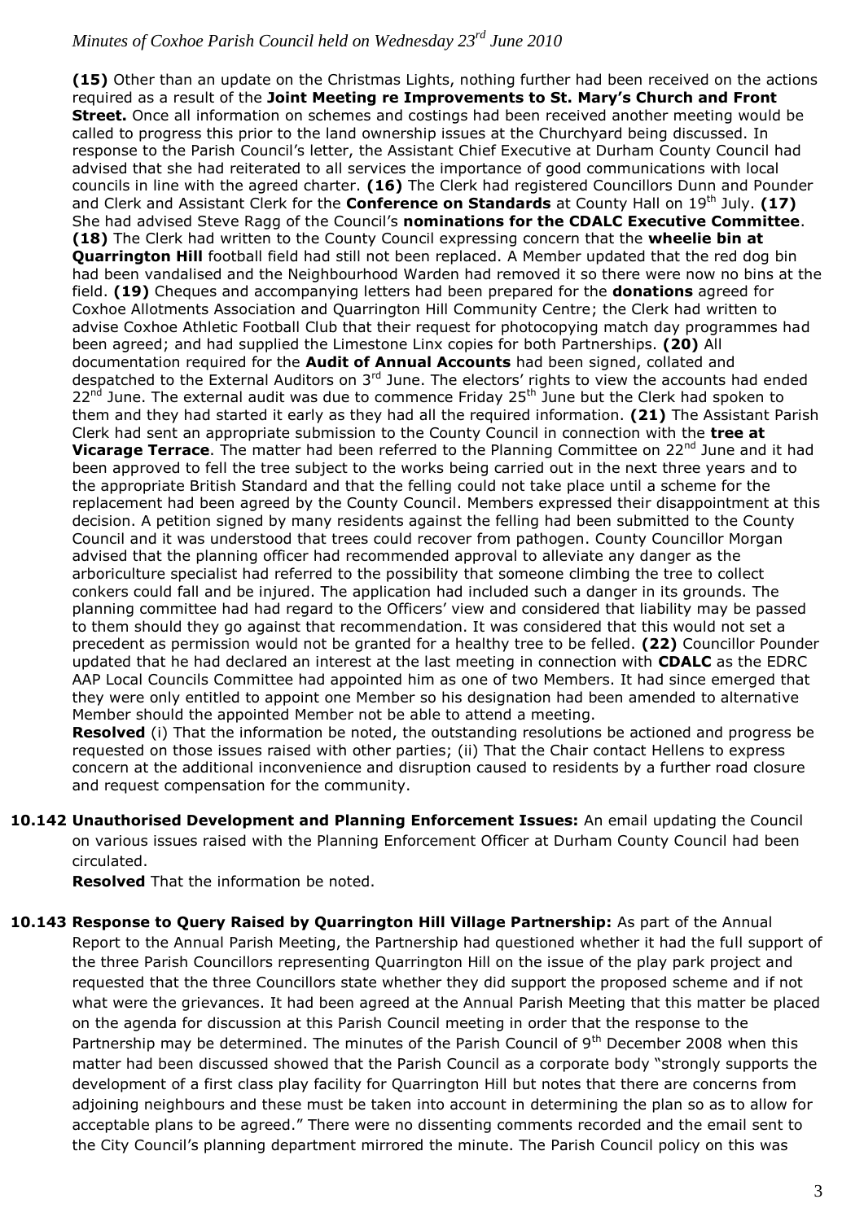**(15)** Other than an update on the Christmas Lights, nothing further had been received on the actions required as a result of the **Joint Meeting re Improvements to St. Mary's Church and Front Street.** Once all information on schemes and costings had been received another meeting would be called to progress this prior to the land ownership issues at the Churchyard being discussed. In response to the Parish Council's letter, the Assistant Chief Executive at Durham County Council had advised that she had reiterated to all services the importance of good communications with local councils in line with the agreed charter. **(16)** The Clerk had registered Councillors Dunn and Pounder and Clerk and Assistant Clerk for the **Conference on Standards** at County Hall on 19th July. **(17)** She had advised Steve Ragg of the Council's **nominations for the CDALC Executive Committee**. **(18)** The Clerk had written to the County Council expressing concern that the **wheelie bin at Quarrington Hill** football field had still not been replaced. A Member updated that the red dog bin had been vandalised and the Neighbourhood Warden had removed it so there were now no bins at the field. **(19)** Cheques and accompanying letters had been prepared for the **donations** agreed for Coxhoe Allotments Association and Quarrington Hill Community Centre; the Clerk had written to advise Coxhoe Athletic Football Club that their request for photocopying match day programmes had been agreed; and had supplied the Limestone Linx copies for both Partnerships. **(20)** All documentation required for the **Audit of Annual Accounts** had been signed, collated and despatched to the External Auditors on 3rd June. The electors' rights to view the accounts had ended 22nd June. The external audit was due to commence Friday 25th June but the Clerk had spoken to them and they had started it early as they had all the required information. **(21)** The Assistant Parish Clerk had sent an appropriate submission to the County Council in connection with the **tree at Vicarage Terrace**. The matter had been referred to the Planning Committee on 22nd June and it had been approved to fell the tree subject to the works being carried out in the next three years and to the appropriate British Standard and that the felling could not take place until a scheme for the replacement had been agreed by the County Council. Members expressed their disappointment at this decision. A petition signed by many residents against the felling had been submitted to the County Council and it was understood that trees could recover from pathogen. County Councillor Morgan advised that the planning officer had recommended approval to alleviate any danger as the arboriculture specialist had referred to the possibility that someone climbing the tree to collect conkers could fall and be injured. The application had included such a danger in its grounds. The planning committee had had regard to the Officers' view and considered that liability may be passed to them should they go against that recommendation. It was considered that this would not set a precedent as permission would not be granted for a healthy tree to be felled. **(22)** Councillor Pounder updated that he had declared an interest at the last meeting in connection with **CDALC** as the EDRC AAP Local Councils Committee had appointed him as one of two Members. It had since emerged that they were only entitled to appoint one Member so his designation had been amended to alternative Member should the appointed Member not be able to attend a meeting.

**Resolved** (i) That the information be noted, the outstanding resolutions be actioned and progress be requested on those issues raised with other parties; (ii) That the Chair contact Hellens to express concern at the additional inconvenience and disruption caused to residents by a further road closure and request compensation for the community.

**10.142 Unauthorised Development and Planning Enforcement Issues:** An email updating the Council on various issues raised with the Planning Enforcement Officer at Durham County Council had been circulated.

**Resolved** That the information be noted.

**10.143 Response to Query Raised by Quarrington Hill Village Partnership:** As part of the Annual Report to the Annual Parish Meeting, the Partnership had questioned whether it had the full support of the three Parish Councillors representing Quarrington Hill on the issue of the play park project and requested that the three Councillors state whether they did support the proposed scheme and if not what were the grievances. It had been agreed at the Annual Parish Meeting that this matter be placed on the agenda for discussion at this Parish Council meeting in order that the response to the Partnership may be determined. The minutes of the Parish Council of 9th December 2008 when this matter had been discussed showed that the Parish Council as a corporate body "strongly supports the development of a first class play facility for Quarrington Hill but notes that there are concerns from adjoining neighbours and these must be taken into account in determining the plan so as to allow for acceptable plans to be agreed." There were no dissenting comments recorded and the email sent to the City Council's planning department mirrored the minute. The Parish Council policy on this was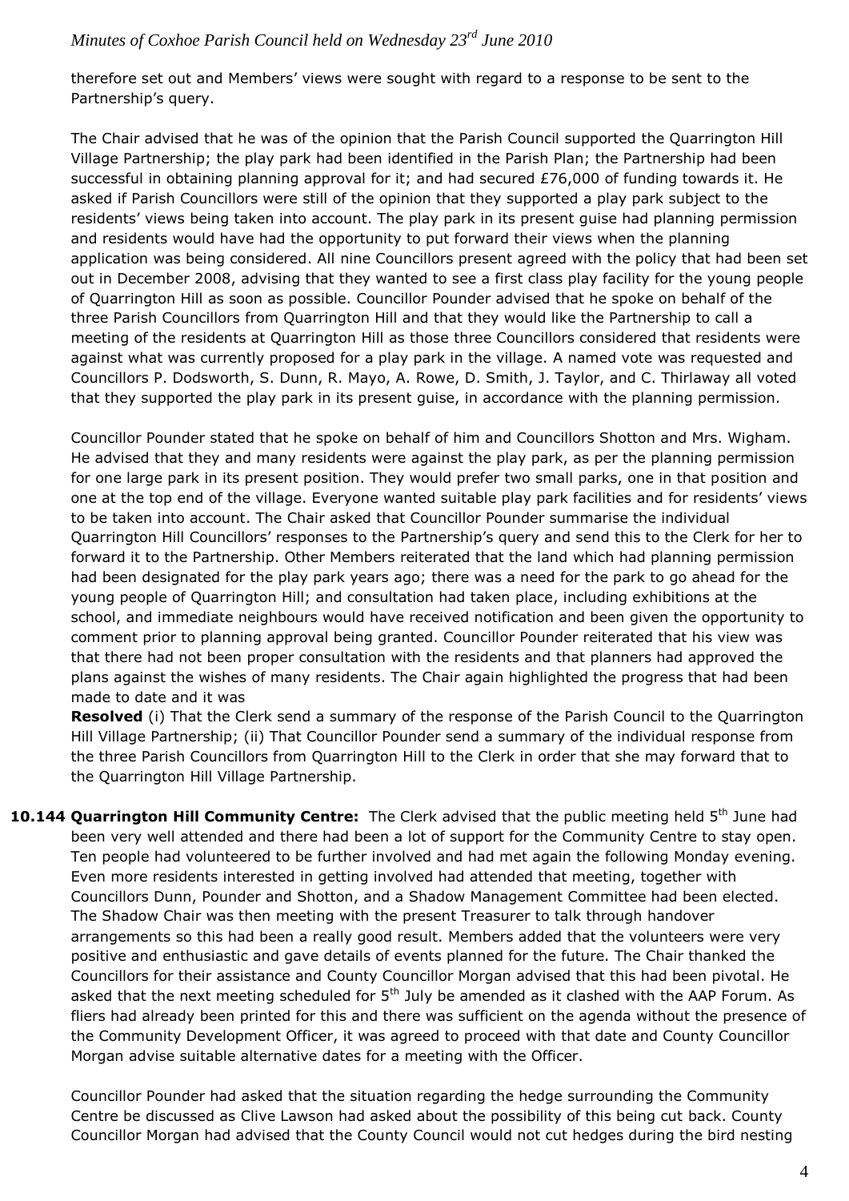therefore set out and Members' views were sought with regard to a response to be sent to the Partnership's query.

The Chair advised that he was of the opinion that the Parish Council supported the Quarrington Hill Village Partnership; the play park had been identified in the Parish Plan; the Partnership had been successful in obtaining planning approval for it; and had secured £76,000 of funding towards it. He asked if Parish Councillors were still of the opinion that they supported a play park subject to the residents' views being taken into account. The play park in its present guise had planning permission and residents would have had the opportunity to put forward their views when the planning application was being considered. All nine Councillors present agreed with the policy that had been set out in December 2008, advising that they wanted to see a first class play facility for the young people of Quarrington Hill as soon as possible. Councillor Pounder advised that he spoke on behalf of the three Parish Councillors from Quarrington Hill and that they would like the Partnership to call a meeting of the residents at Quarrington Hill as those three Councillors considered that residents were against what was currently proposed for a play park in the village. A named vote was requested and Councillors P. Dodsworth, S. Dunn, R. Mayo, A. Rowe, D. Smith, J. Taylor, and C. Thirlaway all voted that they supported the play park in its present guise, in accordance with the planning permission.

Councillor Pounder stated that he spoke on behalf of him and Councillors Shotton and Mrs. Wigham. He advised that they and many residents were against the play park, as per the planning permission for one large park in its present position. They would prefer two small parks, one in that position and one at the top end of the village. Everyone wanted suitable play park facilities and for residents' views to be taken into account. The Chair asked that Councillor Pounder summarise the individual Quarrington Hill Councillors' responses to the Partnership's query and send this to the Clerk for her to forward it to the Partnership. Other Members reiterated that the land which had planning permission had been designated for the play park years ago; there was a need for the park to go ahead for the young people of Quarrington Hill; and consultation had taken place, including exhibitions at the school, and immediate neighbours would have received notification and been given the opportunity to comment prior to planning approval being granted. Councillor Pounder reiterated that his view was that there had not been proper consultation with the residents and that planners had approved the plans against the wishes of many residents. The Chair again highlighted the progress that had been made to date and it was

**Resolved** (i) That the Clerk send a summary of the response of the Parish Council to the Quarrington Hill Village Partnership; (ii) That Councillor Pounder send a summary of the individual response from the three Parish Councillors from Quarrington Hill to the Clerk in order that she may forward that to the Quarrington Hill Village Partnership.

**10.144 Quarrington Hill Community Centre:** The Clerk advised that the public meeting held 5th June had been very well attended and there had been a lot of support for the Community Centre to stay open. Ten people had volunteered to be further involved and had met again the following Monday evening. Even more residents interested in getting involved had attended that meeting, together with Councillors Dunn, Pounder and Shotton, and a Shadow Management Committee had been elected. The Shadow Chair was then meeting with the present Treasurer to talk through handover arrangements so this had been a really good result. Members added that the volunteers were very positive and enthusiastic and gave details of events planned for the future. The Chair thanked the Councillors for their assistance and County Councillor Morgan advised that this had been pivotal. He asked that the next meeting scheduled for 5th July be amended as it clashed with the AAP Forum. As fliers had already been printed for this and there was sufficient on the agenda without the presence of the Community Development Officer, it was agreed to proceed with that date and County Councillor Morgan advise suitable alternative dates for a meeting with the Officer.

Councillor Pounder had asked that the situation regarding the hedge surrounding the Community Centre be discussed as Clive Lawson had asked about the possibility of this being cut back. County Councillor Morgan had advised that the County Council would not cut hedges during the bird nesting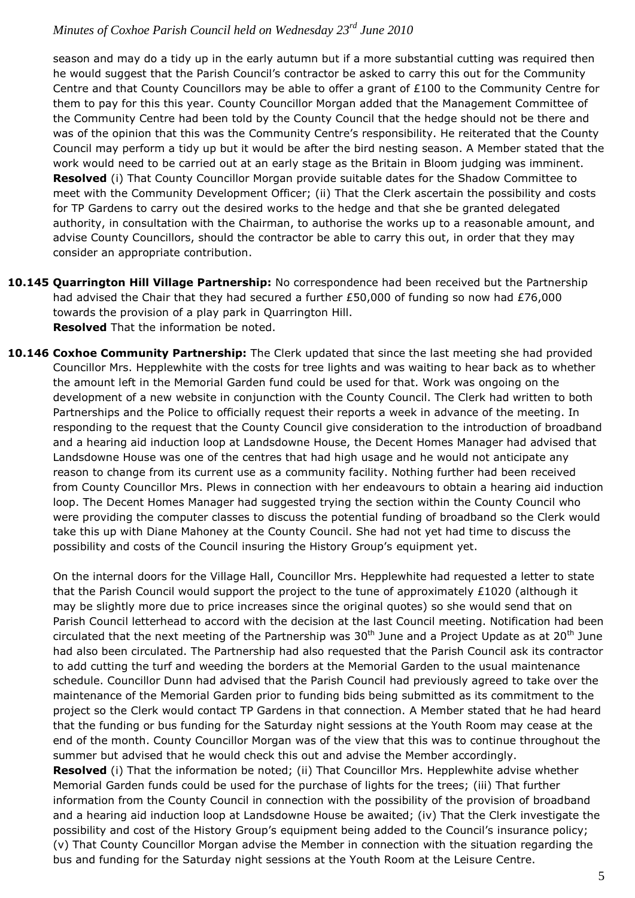season and may do a tidy up in the early autumn but if a more substantial cutting was required then he would suggest that the Parish Council's contractor be asked to carry this out for the Community Centre and that County Councillors may be able to offer a grant of £100 to the Community Centre for them to pay for this this year. County Councillor Morgan added that the Management Committee of the Community Centre had been told by the County Council that the hedge should not be there and was of the opinion that this was the Community Centre's responsibility. He reiterated that the County Council may perform a tidy up but it would be after the bird nesting season. A Member stated that the work would need to be carried out at an early stage as the Britain in Bloom judging was imminent. **Resolved** (i) That County Councillor Morgan provide suitable dates for the Shadow Committee to meet with the Community Development Officer; (ii) That the Clerk ascertain the possibility and costs for TP Gardens to carry out the desired works to the hedge and that she be granted delegated authority, in consultation with the Chairman, to authorise the works up to a reasonable amount, and advise County Councillors, should the contractor be able to carry this out, in order that they may consider an appropriate contribution.

**10.145 Quarrington Hill Village Partnership:** No correspondence had been received but the Partnership had advised the Chair that they had secured a further £50,000 of funding so now had £76,000 towards the provision of a play park in Quarrington Hill.
**Resolved** That the information be noted.

**10.146 Coxhoe Community Partnership:** The Clerk updated that since the last meeting she had provided Councillor Mrs. Hepplewhite with the costs for tree lights and was waiting to hear back as to whether the amount left in the Memorial Garden fund could be used for that. Work was ongoing on the development of a new website in conjunction with the County Council. The Clerk had written to both Partnerships and the Police to officially request their reports a week in advance of the meeting. In responding to the request that the County Council give consideration to the introduction of broadband and a hearing aid induction loop at Landsdowne House, the Decent Homes Manager had advised that Landsdowne House was one of the centres that had high usage and he would not anticipate any reason to change from its current use as a community facility. Nothing further had been received from County Councillor Mrs. Plews in connection with her endeavours to obtain a hearing aid induction loop. The Decent Homes Manager had suggested trying the section within the County Council who were providing the computer classes to discuss the potential funding of broadband so the Clerk would take this up with Diane Mahoney at the County Council. She had not yet had time to discuss the possibility and costs of the Council insuring the History Group's equipment yet.

On the internal doors for the Village Hall, Councillor Mrs. Hepplewhite had requested a letter to state that the Parish Council would support the project to the tune of approximately £1020 (although it may be slightly more due to price increases since the original quotes) so she would send that on Parish Council letterhead to accord with the decision at the last Council meeting. Notification had been circulated that the next meeting of the Partnership was 30th June and a Project Update as at 20th June had also been circulated. The Partnership had also requested that the Parish Council ask its contractor to add cutting the turf and weeding the borders at the Memorial Garden to the usual maintenance schedule. Councillor Dunn had advised that the Parish Council had previously agreed to take over the maintenance of the Memorial Garden prior to funding bids being submitted as its commitment to the project so the Clerk would contact TP Gardens in that connection. A Member stated that he had heard that the funding or bus funding for the Saturday night sessions at the Youth Room may cease at the end of the month. County Councillor Morgan was of the view that this was to continue throughout the summer but advised that he would check this out and advise the Member accordingly.
**Resolved** (i) That the information be noted; (ii) That Councillor Mrs. Hepplewhite advise whether Memorial Garden funds could be used for the purchase of lights for the trees; (iii) That further information from the County Council in connection with the possibility of the provision of broadband and a hearing aid induction loop at Landsdowne House be awaited; (iv) That the Clerk investigate the possibility and cost of the History Group's equipment being added to the Council's insurance policy; (v) That County Councillor Morgan advise the Member in connection with the situation regarding the bus and funding for the Saturday night sessions at the Youth Room at the Leisure Centre.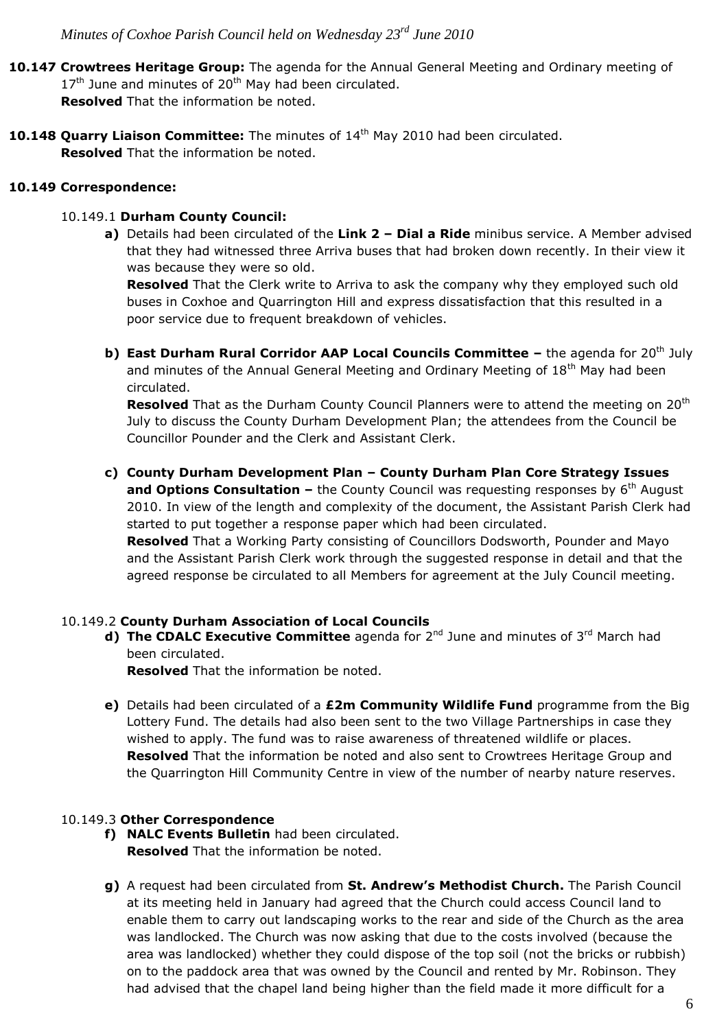**10.147 Crowtrees Heritage Group:** The agenda for the Annual General Meeting and Ordinary meeting of 17th June and minutes of 20th May had been circulated.
**Resolved** That the information be noted.

**10.148 Quarry Liaison Committee:** The minutes of 14th May 2010 had been circulated.
**Resolved** That the information be noted.

**10.149 Correspondence:**

10.149.1 **Durham County Council:**

**a)** Details had been circulated of the **Link 2 – Dial a Ride** minibus service. A Member advised that they had witnessed three Arriva buses that had broken down recently. In their view it was because they were so old.
**Resolved** That the Clerk write to Arriva to ask the company why they employed such old buses in Coxhoe and Quarrington Hill and express dissatisfaction that this resulted in a poor service due to frequent breakdown of vehicles.

**b) East Durham Rural Corridor AAP Local Councils Committee –** the agenda for 20th July and minutes of the Annual General Meeting and Ordinary Meeting of 18th May had been circulated.
**Resolved** That as the Durham County Council Planners were to attend the meeting on 20th July to discuss the County Durham Development Plan; the attendees from the Council be Councillor Pounder and the Clerk and Assistant Clerk.

**c) County Durham Development Plan – County Durham Plan Core Strategy Issues and Options Consultation –** the County Council was requesting responses by 6th August 2010. In view of the length and complexity of the document, the Assistant Parish Clerk had started to put together a response paper which had been circulated.
**Resolved** That a Working Party consisting of Councillors Dodsworth, Pounder and Mayo and the Assistant Parish Clerk work through the suggested response in detail and that the agreed response be circulated to all Members for agreement at the July Council meeting.

10.149.2 **County Durham Association of Local Councils**

**d) The CDALC Executive Committee** agenda for 2nd June and minutes of 3rd March had been circulated.
**Resolved** That the information be noted.

**e)** Details had been circulated of a **£2m Community Wildlife Fund** programme from the Big Lottery Fund. The details had also been sent to the two Village Partnerships in case they wished to apply. The fund was to raise awareness of threatened wildlife or places.
**Resolved** That the information be noted and also sent to Crowtrees Heritage Group and the Quarrington Hill Community Centre in view of the number of nearby nature reserves.

10.149.3 **Other Correspondence**

**f) NALC Events Bulletin** had been circulated.
**Resolved** That the information be noted.

**g)** A request had been circulated from **St. Andrew's Methodist Church.** The Parish Council at its meeting held in January had agreed that the Church could access Council land to enable them to carry out landscaping works to the rear and side of the Church as the area was landlocked. The Church was now asking that due to the costs involved (because the area was landlocked) whether they could dispose of the top soil (not the bricks or rubbish) on to the paddock area that was owned by the Council and rented by Mr. Robinson. They had advised that the chapel land being higher than the field made it more difficult for a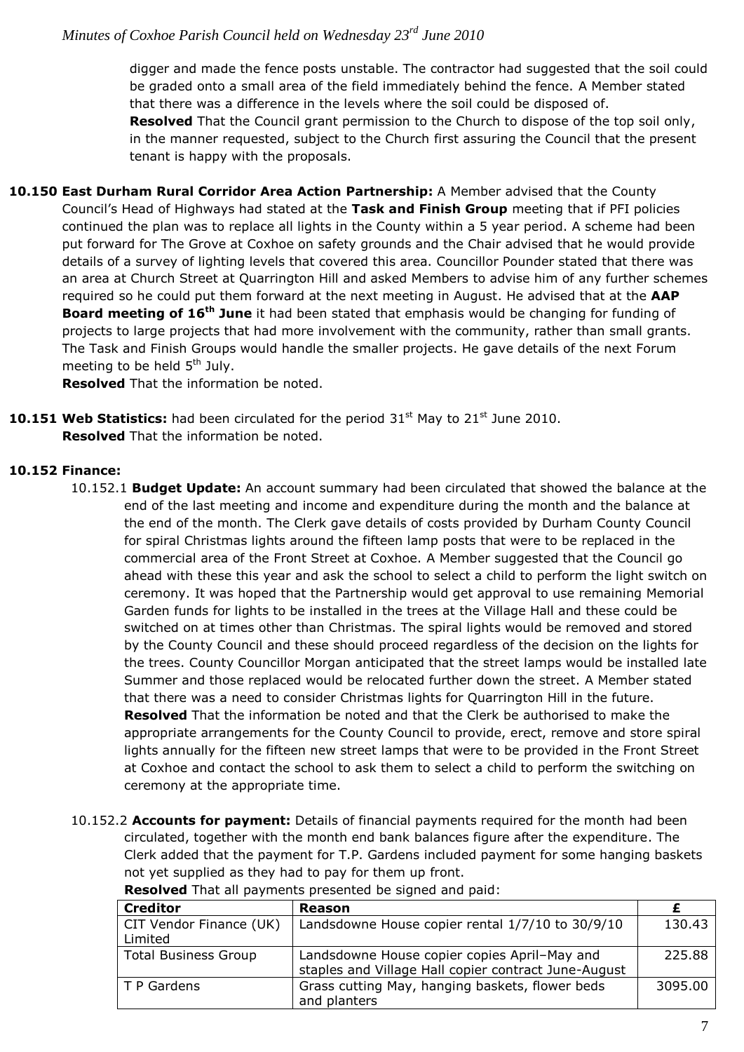digger and made the fence posts unstable. The contractor had suggested that the soil could be graded onto a small area of the field immediately behind the fence. A Member stated that there was a difference in the levels where the soil could be disposed of.
**Resolved** That the Council grant permission to the Church to dispose of the top soil only, in the manner requested, subject to the Church first assuring the Council that the present tenant is happy with the proposals.

**10.150 East Durham Rural Corridor Area Action Partnership:** A Member advised that the County Council's Head of Highways had stated at the **Task and Finish Group** meeting that if PFI policies continued the plan was to replace all lights in the County within a 5 year period. A scheme had been put forward for The Grove at Coxhoe on safety grounds and the Chair advised that he would provide details of a survey of lighting levels that covered this area. Councillor Pounder stated that there was an area at Church Street at Quarrington Hill and asked Members to advise him of any further schemes required so he could put them forward at the next meeting in August. He advised that at the **AAP Board meeting of 16th June** it had been stated that emphasis would be changing for funding of projects to large projects that had more involvement with the community, rather than small grants. The Task and Finish Groups would handle the smaller projects. He gave details of the next Forum meeting to be held 5th July.
**Resolved** That the information be noted.

**10.151 Web Statistics:** had been circulated for the period 31st May to 21st June 2010.
**Resolved** That the information be noted.

**10.152 Finance:**

10.152.1 **Budget Update:** An account summary had been circulated that showed the balance at the end of the last meeting and income and expenditure during the month and the balance at the end of the month. The Clerk gave details of costs provided by Durham County Council for spiral Christmas lights around the fifteen lamp posts that were to be replaced in the commercial area of the Front Street at Coxhoe. A Member suggested that the Council go ahead with these this year and ask the school to select a child to perform the light switch on ceremony. It was hoped that the Partnership would get approval to use remaining Memorial Garden funds for lights to be installed in the trees at the Village Hall and these could be switched on at times other than Christmas. The spiral lights would be removed and stored by the County Council and these should proceed regardless of the decision on the lights for the trees. County Councillor Morgan anticipated that the street lamps would be installed late Summer and those replaced would be relocated further down the street. A Member stated that there was a need to consider Christmas lights for Quarrington Hill in the future.
**Resolved** That the information be noted and that the Clerk be authorised to make the appropriate arrangements for the County Council to provide, erect, remove and store spiral lights annually for the fifteen new street lamps that were to be provided in the Front Street at Coxhoe and contact the school to ask them to select a child to perform the switching on ceremony at the appropriate time.

10.152.2 **Accounts for payment:** Details of financial payments required for the month had been circulated, together with the month end bank balances figure after the expenditure. The Clerk added that the payment for T.P. Gardens included payment for some hanging baskets not yet supplied as they had to pay for them up front.
**Resolved** That all payments presented be signed and paid:

| Creditor | Reason | £ |
|---|---|---|
| CIT Vendor Finance (UK) Limited | Landsdowne House copier rental 1/7/10 to 30/9/10 | 130.43 |
| Total Business Group | Landsdowne House copier copies April–May and staples and Village Hall copier contract June-August | 225.88 |
| T P Gardens | Grass cutting May, hanging baskets, flower beds and planters | 3095.00 |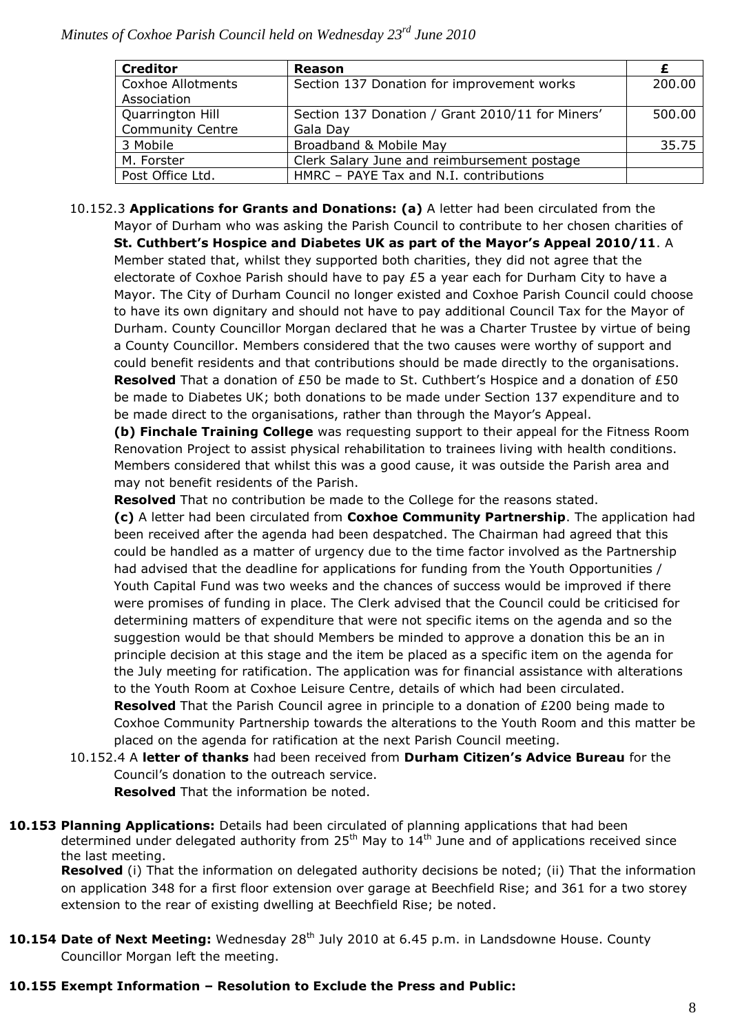| Creditor | Reason | £ |
|---|---|---|
| Coxhoe Allotments Association | Section 137 Donation for improvement works | 200.00 |
| Quarrington Hill Community Centre | Section 137 Donation / Grant 2010/11 for Miners' Gala Day | 500.00 |
| 3 Mobile | Broadband & Mobile May | 35.75 |
| M. Forster | Clerk Salary June and reimbursement postage | |
| Post Office Ltd. | HMRC – PAYE Tax and N.I. contributions | |

10.152.3 **Applications for Grants and Donations: (a)** A letter had been circulated from the Mayor of Durham who was asking the Parish Council to contribute to her chosen charities of **St. Cuthbert's Hospice and Diabetes UK as part of the Mayor's Appeal 2010/11**. A Member stated that, whilst they supported both charities, they did not agree that the electorate of Coxhoe Parish should have to pay £5 a year each for Durham City to have a Mayor. The City of Durham Council no longer existed and Coxhoe Parish Council could choose to have its own dignitary and should not have to pay additional Council Tax for the Mayor of Durham. County Councillor Morgan declared that he was a Charter Trustee by virtue of being a County Councillor. Members considered that the two causes were worthy of support and could benefit residents and that contributions should be made directly to the organisations. **Resolved** That a donation of £50 be made to St. Cuthbert's Hospice and a donation of £50 be made to Diabetes UK; both donations to be made under Section 137 expenditure and to be made direct to the organisations, rather than through the Mayor's Appeal.

**(b) Finchale Training College** was requesting support to their appeal for the Fitness Room Renovation Project to assist physical rehabilitation to trainees living with health conditions. Members considered that whilst this was a good cause, it was outside the Parish area and may not benefit residents of the Parish.

**Resolved** That no contribution be made to the College for the reasons stated.

**(c)** A letter had been circulated from **Coxhoe Community Partnership**. The application had been received after the agenda had been despatched. The Chairman had agreed that this could be handled as a matter of urgency due to the time factor involved as the Partnership had advised that the deadline for applications for funding from the Youth Opportunities / Youth Capital Fund was two weeks and the chances of success would be improved if there were promises of funding in place. The Clerk advised that the Council could be criticised for determining matters of expenditure that were not specific items on the agenda and so the suggestion would be that should Members be minded to approve a donation this be an in principle decision at this stage and the item be placed as a specific item on the agenda for the July meeting for ratification. The application was for financial assistance with alterations to the Youth Room at Coxhoe Leisure Centre, details of which had been circulated.

**Resolved** That the Parish Council agree in principle to a donation of £200 being made to Coxhoe Community Partnership towards the alterations to the Youth Room and this matter be placed on the agenda for ratification at the next Parish Council meeting.

10.152.4 A **letter of thanks** had been received from **Durham Citizen's Advice Bureau** for the Council's donation to the outreach service.

**Resolved** That the information be noted.

**10.153 Planning Applications:** Details had been circulated of planning applications that had been determined under delegated authority from 25th May to 14th June and of applications received since the last meeting.

**Resolved** (i) That the information on delegated authority decisions be noted; (ii) That the information on application 348 for a first floor extension over garage at Beechfield Rise; and 361 for a two storey extension to the rear of existing dwelling at Beechfield Rise; be noted.

**10.154 Date of Next Meeting:** Wednesday 28th July 2010 at 6.45 p.m. in Landsdowne House. County Councillor Morgan left the meeting.

**10.155 Exempt Information – Resolution to Exclude the Press and Public:**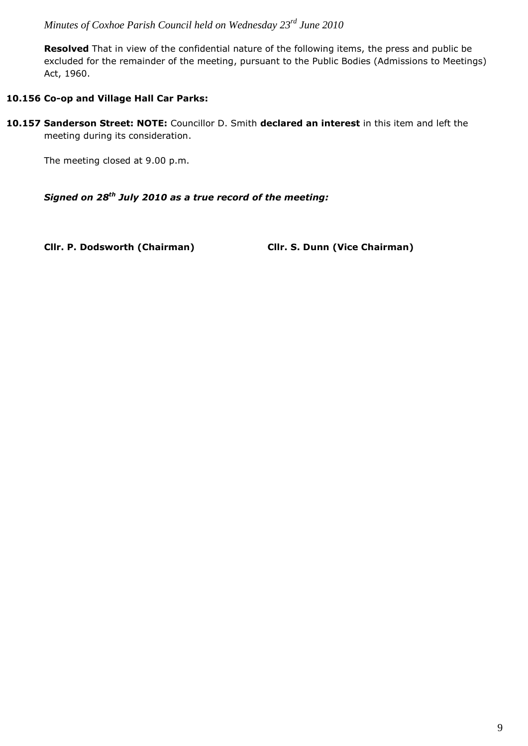**Resolved** That in view of the confidential nature of the following items, the press and public be excluded for the remainder of the meeting, pursuant to the Public Bodies (Admissions to Meetings) Act, 1960.

**10.156 Co-op and Village Hall Car Parks:**

**10.157 Sanderson Street: NOTE:** Councillor D. Smith **declared an interest** in this item and left the meeting during its consideration.

The meeting closed at 9.00 p.m.

***Signed on 28th July 2010 as a true record of the meeting:***

**Cllr. P. Dodsworth (Chairman)** **Cllr. S. Dunn (Vice Chairman)**